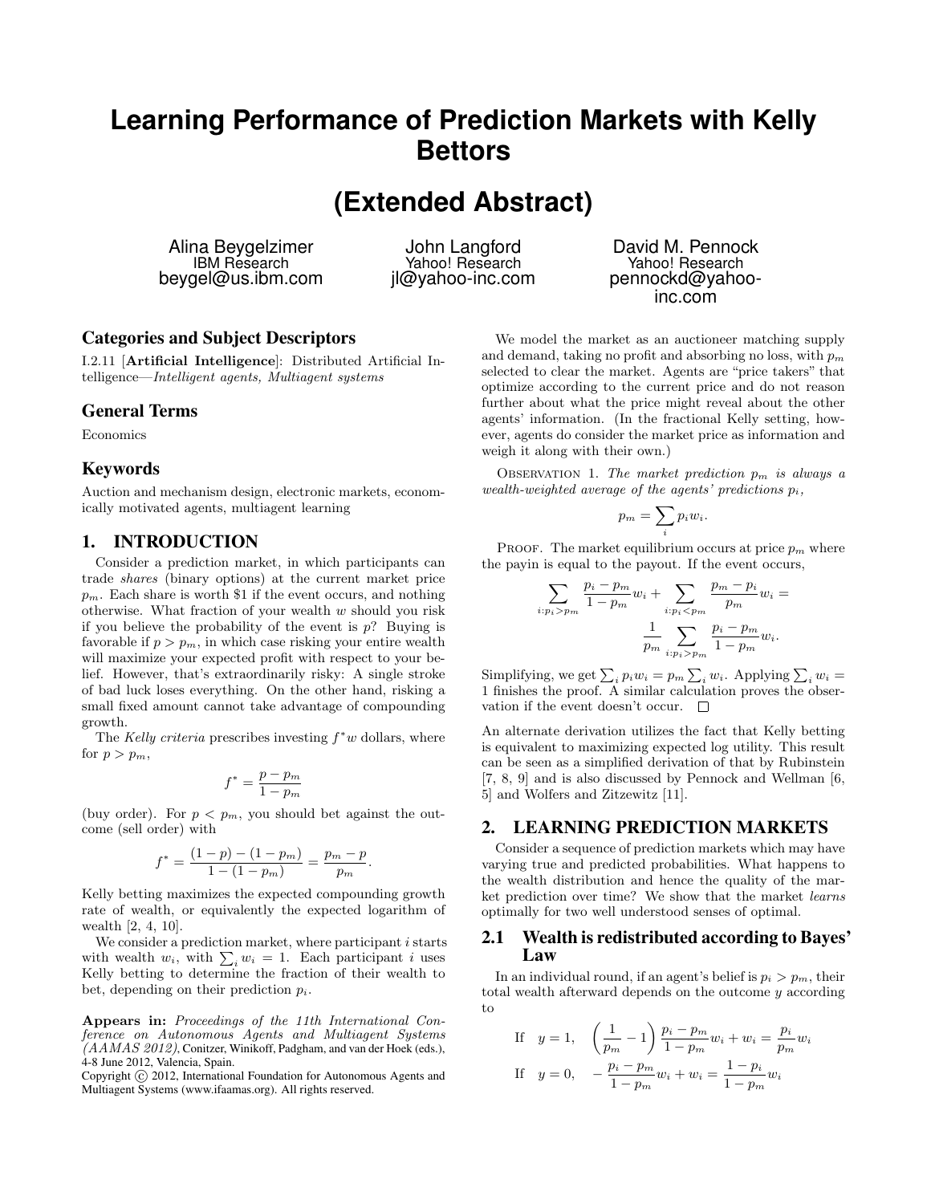# Learning Performance of Prediction Markets with Kelly Bettors

# (Extended Abstract)

Alina Beygelzimer
IBM Research
beygel@us.ibm.com

John Langford
Yahoo! Research
jl@yahoo-inc.com

David M. Pennock
Yahoo! Research
pennockd@yahoo-inc.com

## Categories and Subject Descriptors

I.2.11 [**Artificial Intelligence**]: Distributed Artificial Intelligence—*Intelligent agents, Multiagent systems*

## General Terms

Economics

## Keywords

Auction and mechanism design, electronic markets, economically motivated agents, multiagent learning

## 1. INTRODUCTION

Consider a prediction market, in which participants can trade *shares* (binary options) at the current market price $p_m$. Each share is worth \$1 if the event occurs, and nothing otherwise. What fraction of your wealth $w$ should you risk if you believe the probability of the event is $p$? Buying is favorable if $p > p_m$, in which case risking your entire wealth will maximize your expected profit with respect to your belief. However, that's extraordinarily risky: A single stroke of bad luck loses everything. On the other hand, risking a small fixed amount cannot take advantage of compounding growth.

The *Kelly criteria* prescribes investing $f^*w$ dollars, where for $p > p_m$,

$$f^* = \frac{p - p_m}{1 - p_m}$$

(buy order). For $p < p_m$, you should bet against the outcome (sell order) with

$$f^* = \frac{(1-p) - (1-p_m)}{1 - (1-p_m)} = \frac{p_m - p}{p_m}.$$

Kelly betting maximizes the expected compounding growth rate of wealth, or equivalently the expected logarithm of wealth [2, 4, 10].

We consider a prediction market, where participant $i$ starts with wealth $w_i$, with $\sum_i w_i = 1$. Each participant $i$ uses Kelly betting to determine the fraction of their wealth to bet, depending on their prediction $p_i$.

**Appears in:** *Proceedings of the 11th International Conference on Autonomous Agents and Multiagent Systems (AAMAS 2012)*, Conitzer, Winikoff, Padgham, and van der Hoek (eds.), 4-8 June 2012, Valencia, Spain.
Copyright © 2012, International Foundation for Autonomous Agents and Multiagent Systems (www.ifaamas.org). All rights reserved.

We model the market as an auctioneer matching supply and demand, taking no profit and absorbing no loss, with $p_m$ selected to clear the market. Agents are "price takers" that optimize according to the current price and do not reason further about what the price might reveal about the other agents' information. (In the fractional Kelly setting, however, agents do consider the market price as information and weigh it along with their own.)

Observation 1. *The market prediction $p_m$ is always a wealth-weighted average of the agents' predictions $p_i$,*

$$p_m = \sum_i p_i w_i.$$

Proof. The market equilibrium occurs at price $p_m$ where the payin is equal to the payout. If the event occurs,

$$\sum_{i:p_i > p_m} \frac{p_i - p_m}{1 - p_m} w_i + \sum_{i:p_i < p_m} \frac{p_m - p_i}{p_m} w_i = \frac{1}{p_m} \sum_{i:p_i > p_m} \frac{p_i - p_m}{1 - p_m} w_i.$$

Simplifying, we get $\sum_i p_i w_i = p_m \sum_i w_i$. Applying $\sum_i w_i = 1$ finishes the proof. A similar calculation proves the observation if the event doesn't occur. □

An alternate derivation utilizes the fact that Kelly betting is equivalent to maximizing expected log utility. This result can be seen as a simplified derivation of that by Rubinstein [7, 8, 9] and is also discussed by Pennock and Wellman [6, 5] and Wolfers and Zitzewitz [11].

## 2. LEARNING PREDICTION MARKETS

Consider a sequence of prediction markets which may have varying true and predicted probabilities. What happens to the wealth distribution and hence the quality of the market prediction over time? We show that the market *learns* optimally for two well understood senses of optimal.

### 2.1 Wealth is redistributed according to Bayes' Law

In an individual round, if an agent's belief is $p_i > p_m$, their total wealth afterward depends on the outcome $y$ according to

$$\text{If} \quad y = 1, \quad \left(\frac{1}{p_m} - 1\right) \frac{p_i - p_m}{1 - p_m} w_i + w_i = \frac{p_i}{p_m} w_i$$

$$\text{If} \quad y = 0, \quad -\frac{p_i - p_m}{1 - p_m} w_i + w_i = \frac{1 - p_i}{1 - p_m} w_i$$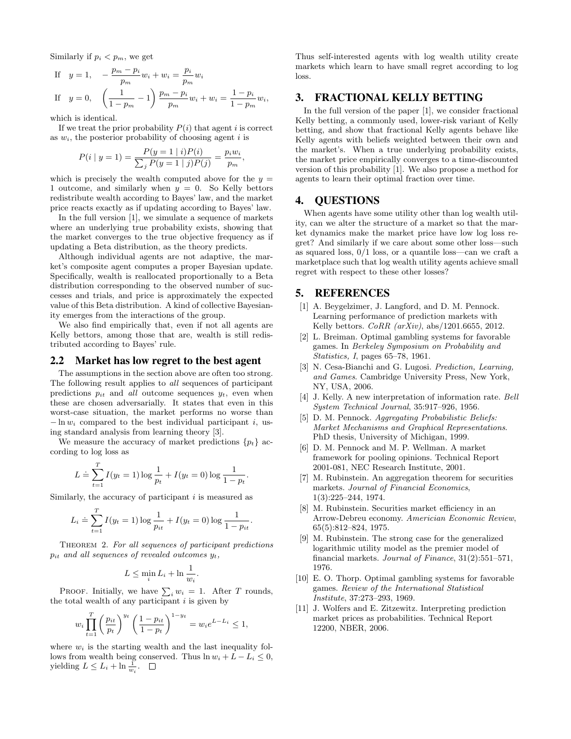Similarly if $p_i < p_m$, we get

$$\text{If} \quad y = 1, \quad -\frac{p_m - p_i}{p_m} w_i + w_i = \frac{p_i}{p_m} w_i$$

$$\text{If} \quad y = 0, \quad \left(\frac{1}{1 - p_m} - 1\right) \frac{p_m - p_i}{p_m} w_i + w_i = \frac{1 - p_i}{1 - p_m} w_i,$$

which is identical.

If we treat the prior probability $P(i)$ that agent $i$ is correct as $w_i$, the posterior probability of choosing agent $i$ is

$$P(i \mid y = 1) = \frac{P(y = 1 \mid i)P(i)}{\sum_j P(y = 1 \mid j)P(j)} = \frac{p_i w_i}{p_m},$$

which is precisely the wealth computed above for the $y = 1$ outcome, and similarly when $y = 0$. So Kelly bettors redistribute wealth according to Bayes' law, and the market price reacts exactly as if updating according to Bayes' law.

In the full version [1], we simulate a sequence of markets where an underlying true probability exists, showing that the market converges to the true objective frequency as if updating a Beta distribution, as the theory predicts.

Although individual agents are not adaptive, the market's composite agent computes a proper Bayesian update. Specifically, wealth is reallocated proportionally to a Beta distribution corresponding to the observed number of successes and trials, and price is approximately the expected value of this Beta distribution. A kind of collective Bayesianity emerges from the interactions of the group.

We also find empirically that, even if not all agents are Kelly bettors, among those that are, wealth is still redistributed according to Bayes' rule.

## 2.2 Market has low regret to the best agent

The assumptions in the section above are often too strong. The following result applies to *all* sequences of participant predictions $p_{it}$ and *all* outcome sequences $y_t$, even when these are chosen adversarially. It states that even in this worst-case situation, the market performs no worse than $-\ln w_i$ compared to the best individual participant $i$, using standard analysis from learning theory [3].

We measure the accuracy of market predictions $\{p_t\}$ according to log loss as

$$L \doteq \sum_{t=1}^{T} I(y_t = 1) \log \frac{1}{p_t} + I(y_t = 0) \log \frac{1}{1 - p_t}.$$

Similarly, the accuracy of participant $i$ is measured as

$$L_i \doteq \sum_{t=1}^{T} I(y_t = 1) \log \frac{1}{p_{it}} + I(y_t = 0) \log \frac{1}{1 - p_{it}}.$$

THEOREM 2. *For all sequences of participant predictions $p_{it}$ and all sequences of revealed outcomes $y_t$,*

$$L \leq \min_i L_i + \ln \frac{1}{w_i}.$$

PROOF. Initially, we have $\sum_i w_i = 1$. After $T$ rounds, the total wealth of any participant $i$ is given by

$$w_i \prod_{t=1}^{T} \left(\frac{p_{it}}{p_t}\right)^{y_t} \left(\frac{1 - p_{it}}{1 - p_t}\right)^{1 - y_t} = w_i e^{L - L_i} \leq 1,$$

where $w_i$ is the starting wealth and the last inequality follows from wealth being conserved. Thus $\ln w_i + L - L_i \leq 0$, yielding $L \leq L_i + \ln \frac{1}{w_i}$. □

Thus self-interested agents with log wealth utility create markets which learn to have small regret according to log loss.

# 3. FRACTIONAL KELLY BETTING

In the full version of the paper [1], we consider fractional Kelly betting, a commonly used, lower-risk variant of Kelly betting, and show that fractional Kelly agents behave like Kelly agents with beliefs weighted between their own and the market's. When a true underlying probability exists, the market price empirically converges to a time-discounted version of this probability [1]. We also propose a method for agents to learn their optimal fraction over time.

# 4. QUESTIONS

When agents have some utility other than log wealth utility, can we alter the structure of a market so that the market dynamics make the market price have low log loss regret? And similarly if we care about some other loss—such as squared loss, 0/1 loss, or a quantile loss—can we craft a marketplace such that log wealth utility agents achieve small regret with respect to these other losses?

# 5. REFERENCES

[1] A. Beygelzimer, J. Langford, and D. M. Pennock. Learning performance of prediction markets with Kelly bettors. *CoRR (arXiv)*, abs/1201.6655, 2012.

[2] L. Breiman. Optimal gambling systems for favorable games. In *Berkeley Symposium on Probability and Statistics, I*, pages 65–78, 1961.

[3] N. Cesa-Bianchi and G. Lugosi. *Prediction, Learning, and Games*. Cambridge University Press, New York, NY, USA, 2006.

[4] J. Kelly. A new interpretation of information rate. *Bell System Technical Journal*, 35:917–926, 1956.

[5] D. M. Pennock. *Aggregating Probabilistic Beliefs: Market Mechanisms and Graphical Representations*. PhD thesis, University of Michigan, 1999.

[6] D. M. Pennock and M. P. Wellman. A market framework for pooling opinions. Technical Report 2001-081, NEC Research Institute, 2001.

[7] M. Rubinstein. An aggregation theorem for securities markets. *Journal of Financial Economics*, 1(3):225–244, 1974.

[8] M. Rubinstein. Securities market efficiency in an Arrow-Debreu economy. *American Economic Review*, 65(5):812–824, 1975.

[9] M. Rubinstein. The strong case for the generalized logarithmic utility model as the premier model of financial markets. *Journal of Finance*, 31(2):551–571, 1976.

[10] E. O. Thorp. Optimal gambling systems for favorable games. *Review of the International Statistical Institute*, 37:273–293, 1969.

[11] J. Wolfers and E. Zitzewitz. Interpreting prediction market prices as probabilities. Technical Report 12200, NBER, 2006.